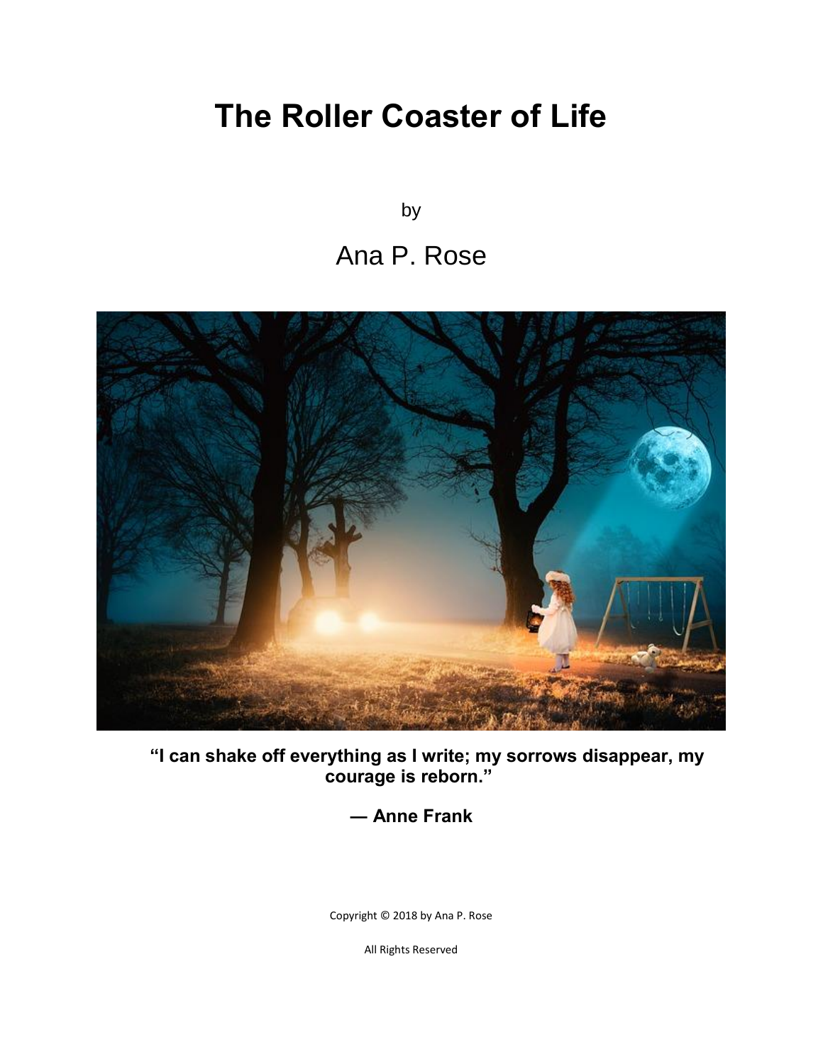# The Roller Coaster of Life

by

Ana P. Rose

**"I can shake off everything as I write; my sorrows disappear, my courage is reborn."**

**— Anne Frank**

Copyright © 2018 by Ana P. Rose

All Rights Reserved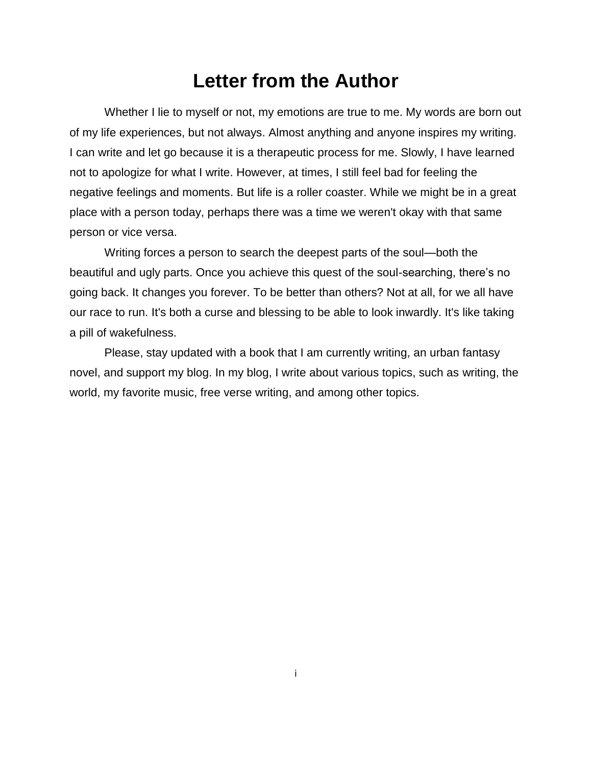# Letter from the Author

Whether I lie to myself or not, my emotions are true to me. My words are born out of my life experiences, but not always. Almost anything and anyone inspires my writing. I can write and let go because it is a therapeutic process for me. Slowly, I have learned not to apologize for what I write. However, at times, I still feel bad for feeling the negative feelings and moments. But life is a roller coaster. While we might be in a great place with a person today, perhaps there was a time we weren't okay with that same person or vice versa.

Writing forces a person to search the deepest parts of the soul—both the beautiful and ugly parts. Once you achieve this quest of the soul-searching, there's no going back. It changes you forever. To be better than others? Not at all, for we all have our race to run. It's both a curse and blessing to be able to look inwardly. It's like taking a pill of wakefulness.

Please, stay updated with a book that I am currently writing, an urban fantasy novel, and support my blog. In my blog, I write about various topics, such as writing, the world, my favorite music, free verse writing, and among other topics.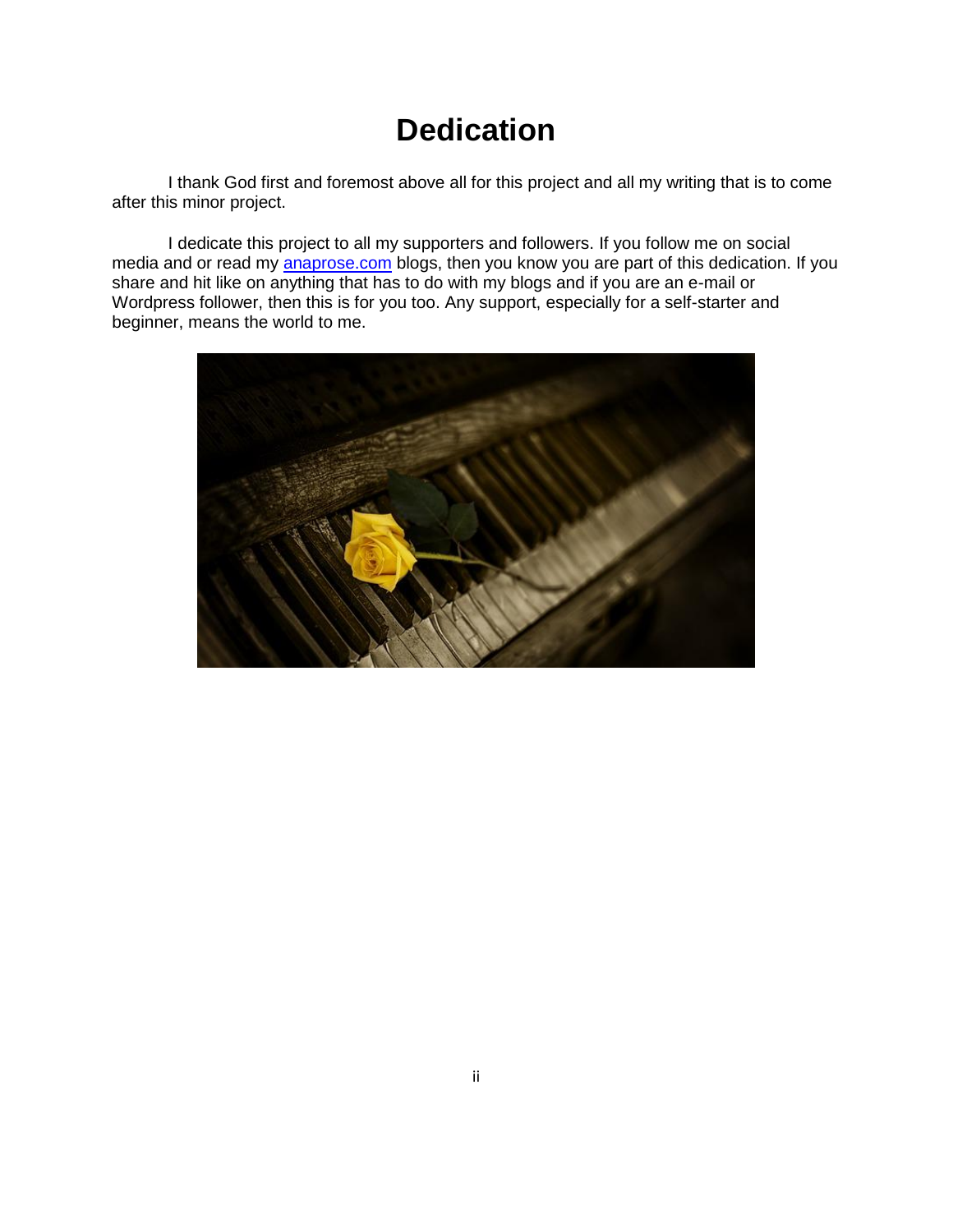# Dedication

I thank God first and foremost above all for this project and all my writing that is to come after this minor project.

I dedicate this project to all my supporters and followers. If you follow me on social media and or read my [anaprose.com](anaprose.com) blogs, then you know you are part of this dedication. If you share and hit like on anything that has to do with my blogs and if you are an e-mail or Wordpress follower, then this is for you too. Any support, especially for a self-starter and beginner, means the world to me.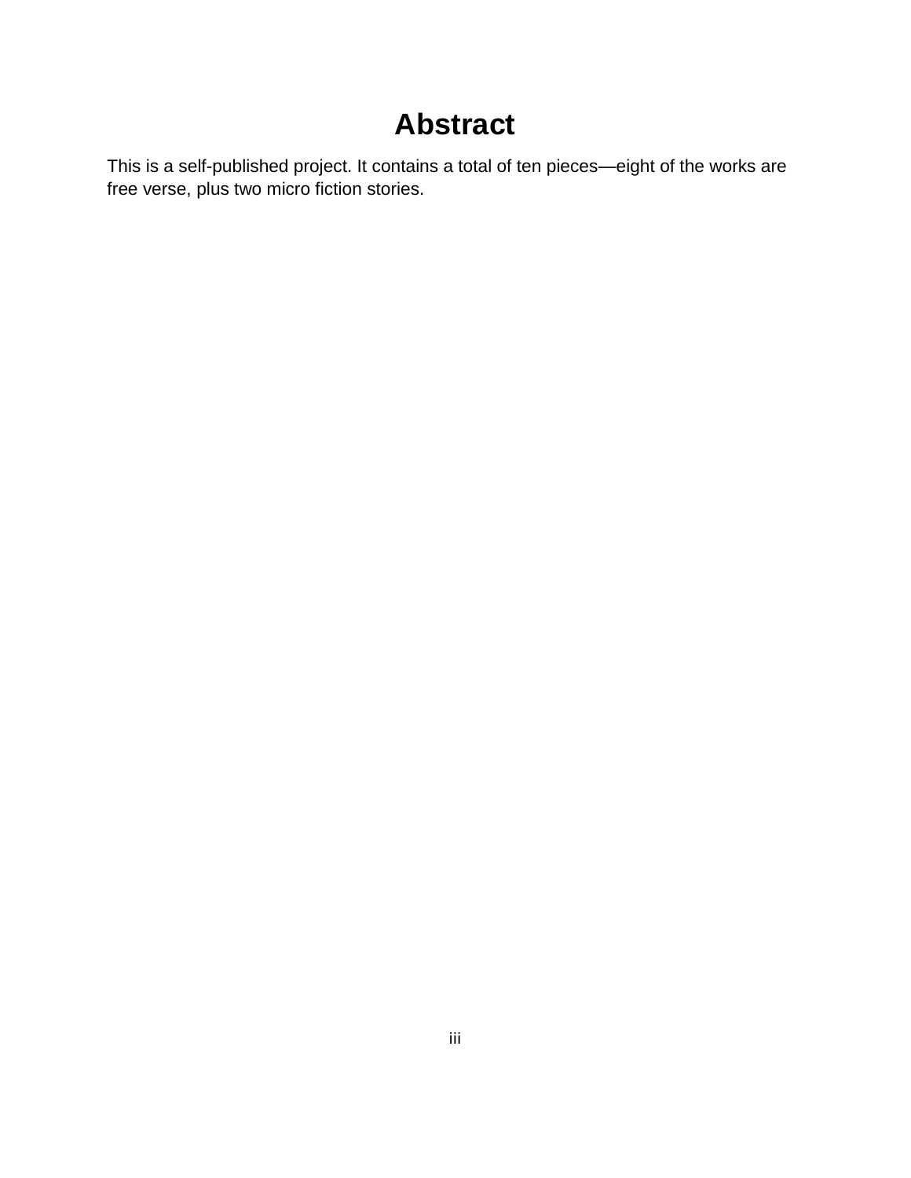# Abstract

This is a self-published project. It contains a total of ten pieces—eight of the works are free verse, plus two micro fiction stories.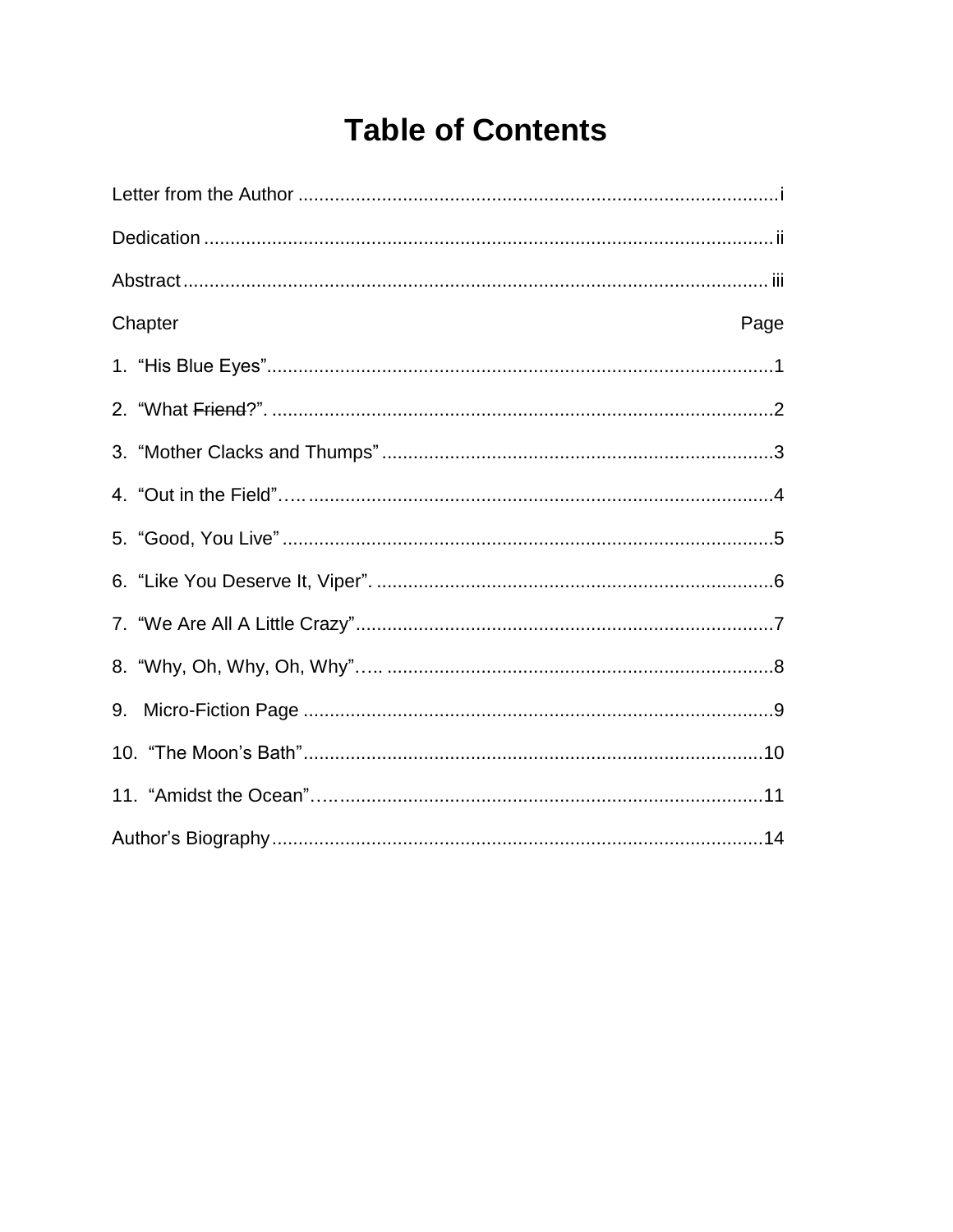# Table of Contents

Letter from the Author ............................................................................................i

Dedication .............................................................................................................ii

Abstract ................................................................................................................iii

Chapter Page

1. "His Blue Eyes".................................................................................................1

2. "What ~~Friend~~?". ...............................................................................................2

3. "Mother Clacks and Thumps" ...........................................................................3

4. "Out in the Field"…. ...........................................................................................4

5. "Good, You Live" ...............................................................................................5

6. "Like You Deserve It, Viper". ..............................................................................6

7. "We Are All A Little Crazy"..................................................................................7

8. "Why, Oh, Why, Oh, Why"…. .............................................................................8

9. Micro-Fiction Page ............................................................................................9

10. "The Moon's Bath"..........................................................................................10

11. "Amidst the Ocean"…….................................................................................11

Author's Biography ...............................................................................................14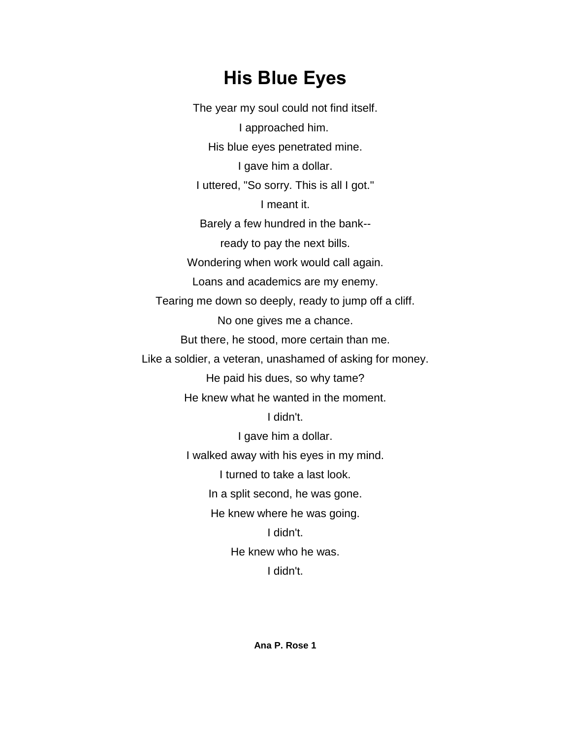# His Blue Eyes

The year my soul could not find itself.

I approached him.

His blue eyes penetrated mine.

I gave him a dollar.

I uttered, "So sorry. This is all I got."

I meant it.

Barely a few hundred in the bank--

ready to pay the next bills.

Wondering when work would call again.

Loans and academics are my enemy.

Tearing me down so deeply, ready to jump off a cliff.

No one gives me a chance.

But there, he stood, more certain than me.

Like a soldier, a veteran, unashamed of asking for money.

He paid his dues, so why tame?

He knew what he wanted in the moment.

I didn't.

I gave him a dollar.

I walked away with his eyes in my mind.

I turned to take a last look.

In a split second, he was gone.

He knew where he was going.

I didn't.

He knew who he was.

I didn't.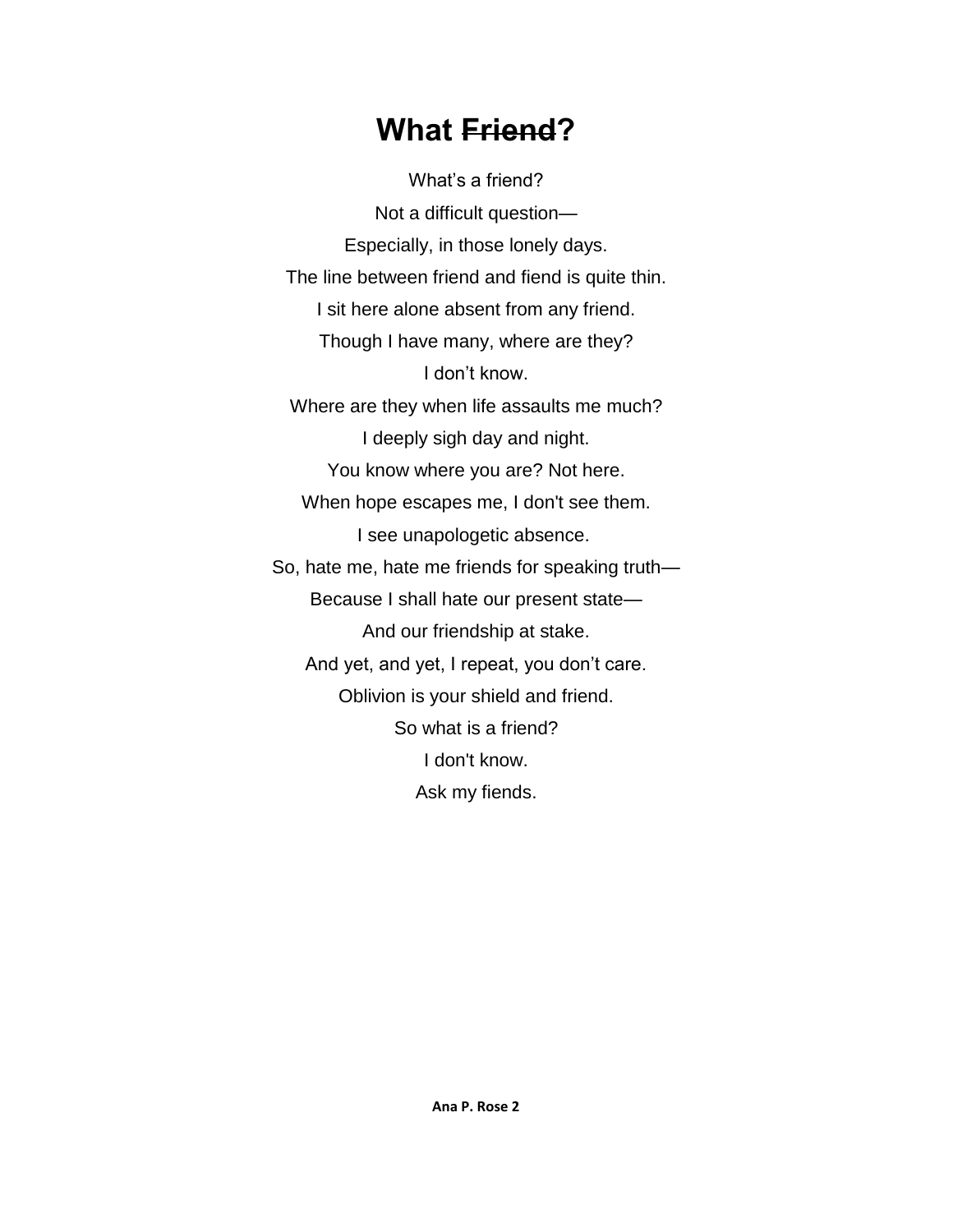# What ~~Friend~~?

What’s a friend?  
Not a difficult question—  
Especially, in those lonely days.  
The line between friend and fiend is quite thin.  
I sit here alone absent from any friend.  
Though I have many, where are they?  
I don’t know.  
Where are they when life assaults me much?  
I deeply sigh day and night.  
You know where you are? Not here.  
When hope escapes me, I don't see them.  
I see unapologetic absence.  
So, hate me, hate me friends for speaking truth—  
Because I shall hate our present state—  
And our friendship at stake.  
And yet, and yet, I repeat, you don’t care.  
Oblivion is your shield and friend.  
So what is a friend?  
I don't know.  
Ask my fiends.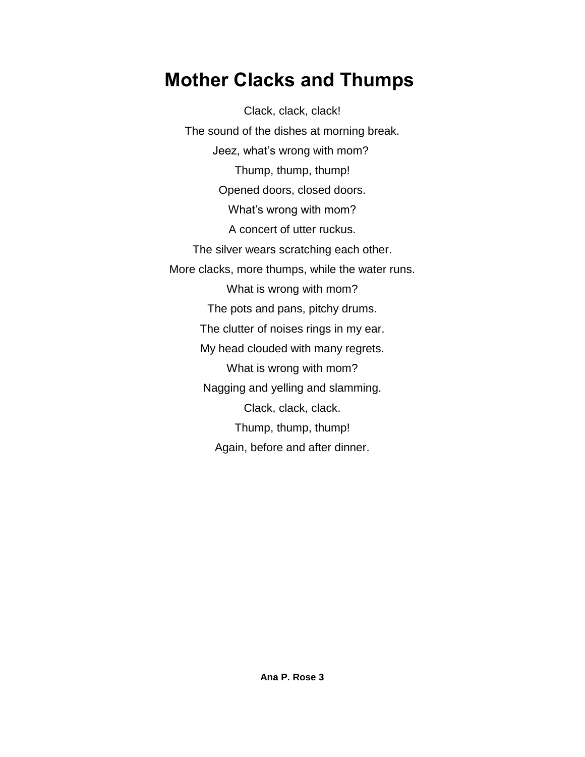# Mother Clacks and Thumps

Clack, clack, clack!

The sound of the dishes at morning break.

Jeez, what's wrong with mom?

Thump, thump, thump!

Opened doors, closed doors.

What's wrong with mom?

A concert of utter ruckus.

The silver wears scratching each other.

More clacks, more thumps, while the water runs.

What is wrong with mom?

The pots and pans, pitchy drums.

The clutter of noises rings in my ear.

My head clouded with many regrets.

What is wrong with mom?

Nagging and yelling and slamming.

Clack, clack, clack.

Thump, thump, thump!

Again, before and after dinner.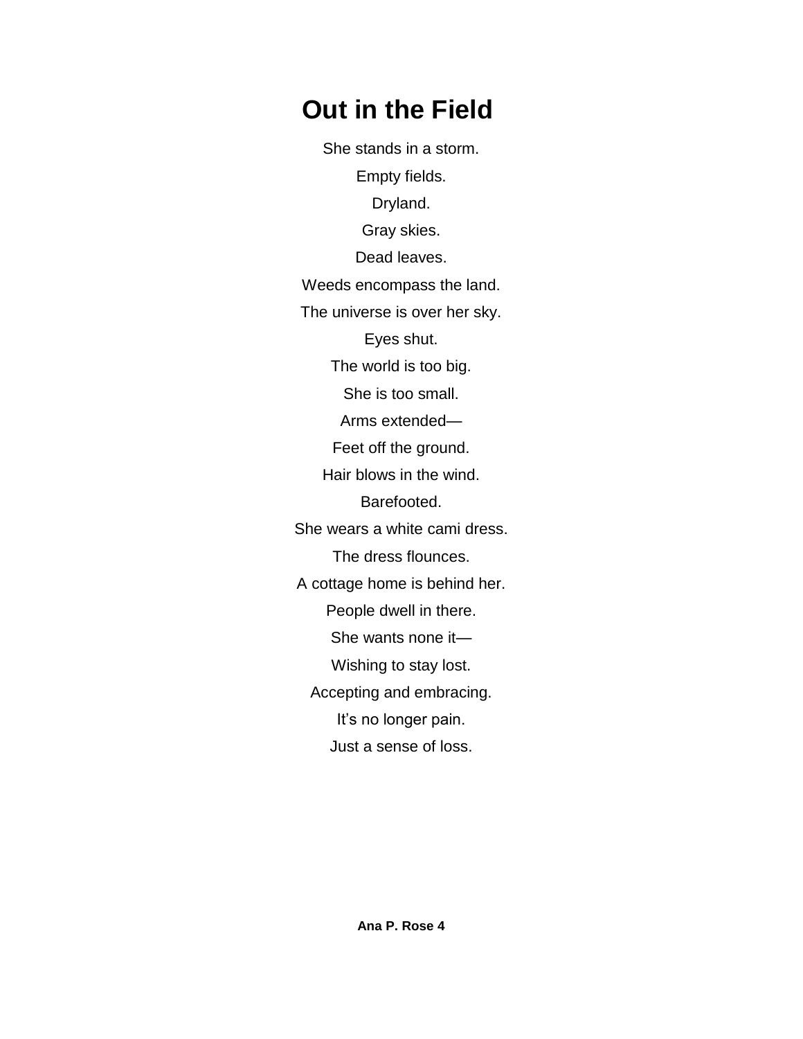# Out in the Field

She stands in a storm.

Empty fields.

Dryland.

Gray skies.

Dead leaves.

Weeds encompass the land.

The universe is over her sky.

Eyes shut.

The world is too big.

She is too small.

Arms extended—

Feet off the ground.

Hair blows in the wind.

Barefooted.

She wears a white cami dress.

The dress flounces.

A cottage home is behind her.

People dwell in there.

She wants none it—

Wishing to stay lost.

Accepting and embracing.

It's no longer pain.

Just a sense of loss.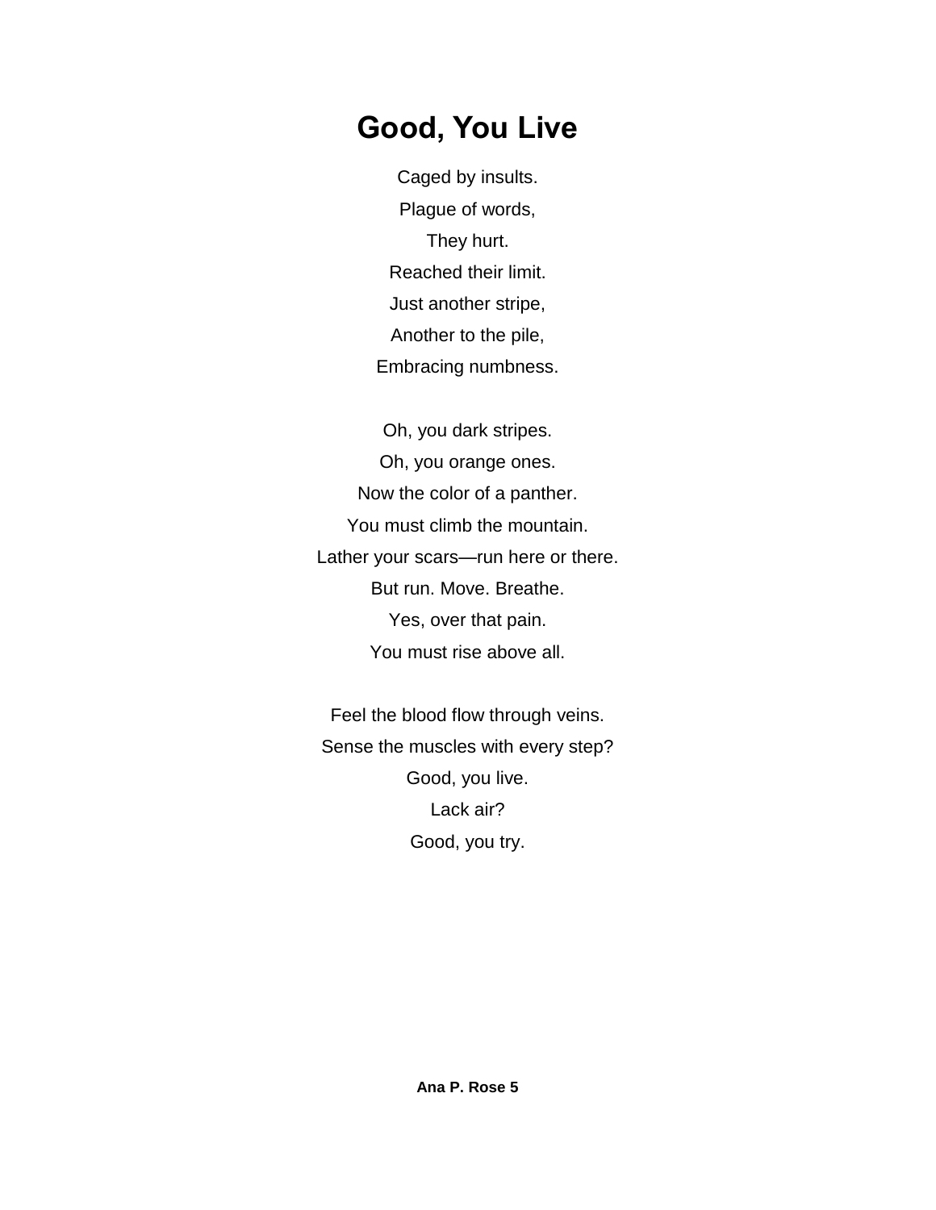# Good, You Live

Caged by insults.
Plague of words,
They hurt.
Reached their limit.
Just another stripe,
Another to the pile,
Embracing numbness.

Oh, you dark stripes.
Oh, you orange ones.
Now the color of a panther.
You must climb the mountain.
Lather your scars—run here or there.
But run. Move. Breathe.
Yes, over that pain.
You must rise above all.

Feel the blood flow through veins.
Sense the muscles with every step?
Good, you live.
Lack air?
Good, you try.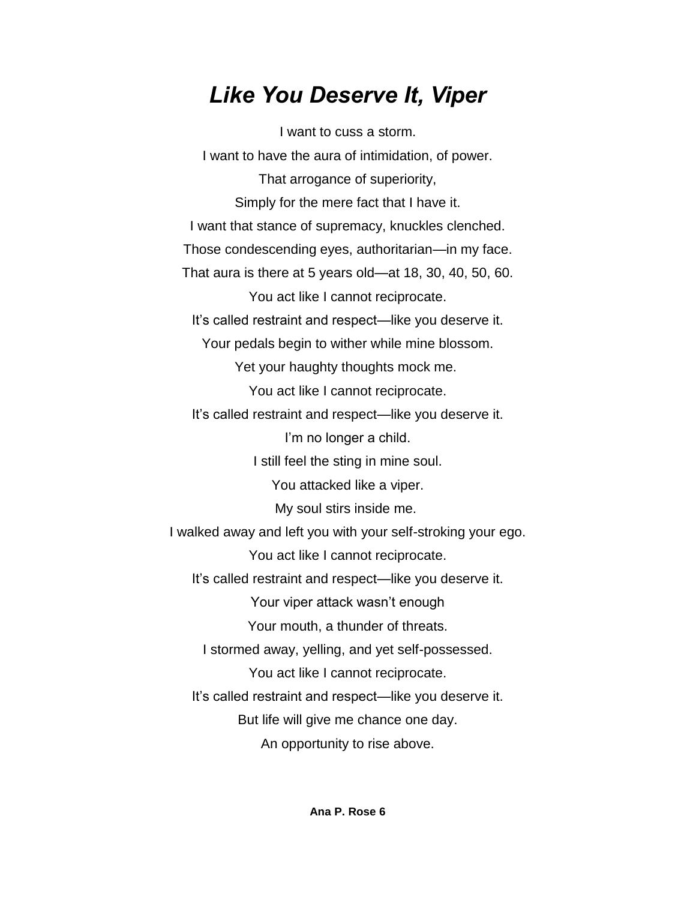# *Like You Deserve It, Viper*

I want to cuss a storm.

I want to have the aura of intimidation, of power.

That arrogance of superiority,

Simply for the mere fact that I have it.

I want that stance of supremacy, knuckles clenched.

Those condescending eyes, authoritarian—in my face.

That aura is there at 5 years old—at 18, 30, 40, 50, 60.

You act like I cannot reciprocate.

It's called restraint and respect—like you deserve it.

Your pedals begin to wither while mine blossom.

Yet your haughty thoughts mock me.

You act like I cannot reciprocate.

It's called restraint and respect—like you deserve it.

I'm no longer a child.

I still feel the sting in mine soul.

You attacked like a viper.

My soul stirs inside me.

I walked away and left you with your self-stroking your ego.

You act like I cannot reciprocate.

It's called restraint and respect—like you deserve it.

Your viper attack wasn't enough

Your mouth, a thunder of threats.

I stormed away, yelling, and yet self-possessed.

You act like I cannot reciprocate.

It's called restraint and respect—like you deserve it.

But life will give me chance one day.

An opportunity to rise above.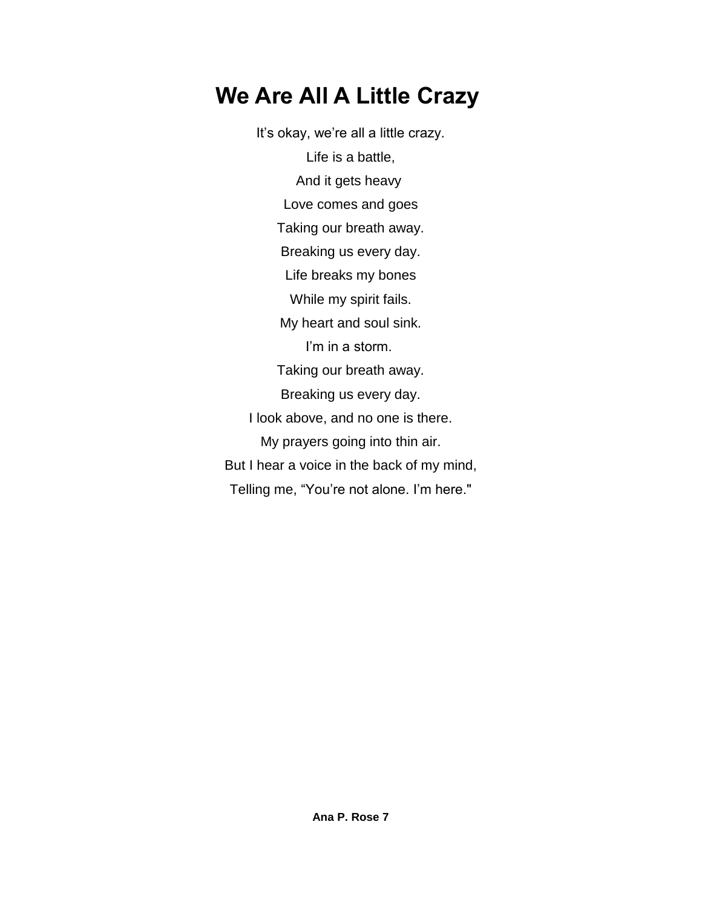# We Are All A Little Crazy

It’s okay, we’re all a little crazy.  
Life is a battle,  
And it gets heavy  
Love comes and goes  
Taking our breath away.  
Breaking us every day.  
Life breaks my bones  
While my spirit fails.  
My heart and soul sink.  
I’m in a storm.  
Taking our breath away.  
Breaking us every day.  
I look above, and no one is there.  
My prayers going into thin air.  
But I hear a voice in the back of my mind,  
Telling me, “You’re not alone. I’m here."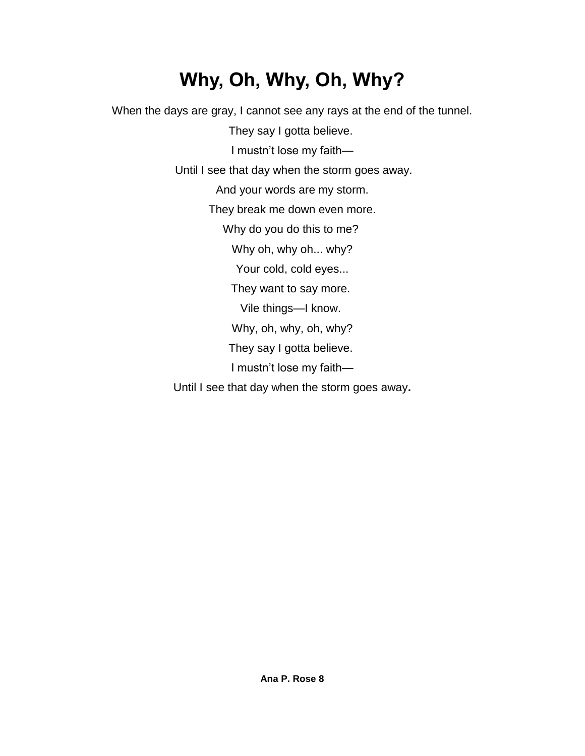# Why, Oh, Why, Oh, Why?

When the days are gray, I cannot see any rays at the end of the tunnel.

They say I gotta believe.

I mustn’t lose my faith—

Until I see that day when the storm goes away.

And your words are my storm.

They break me down even more.

Why do you do this to me?

Why oh, why oh... why?

Your cold, cold eyes...

They want to say more.

Vile things—I know.

Why, oh, why, oh, why?

They say I gotta believe.

I mustn’t lose my faith—

Until I see that day when the storm goes away**.**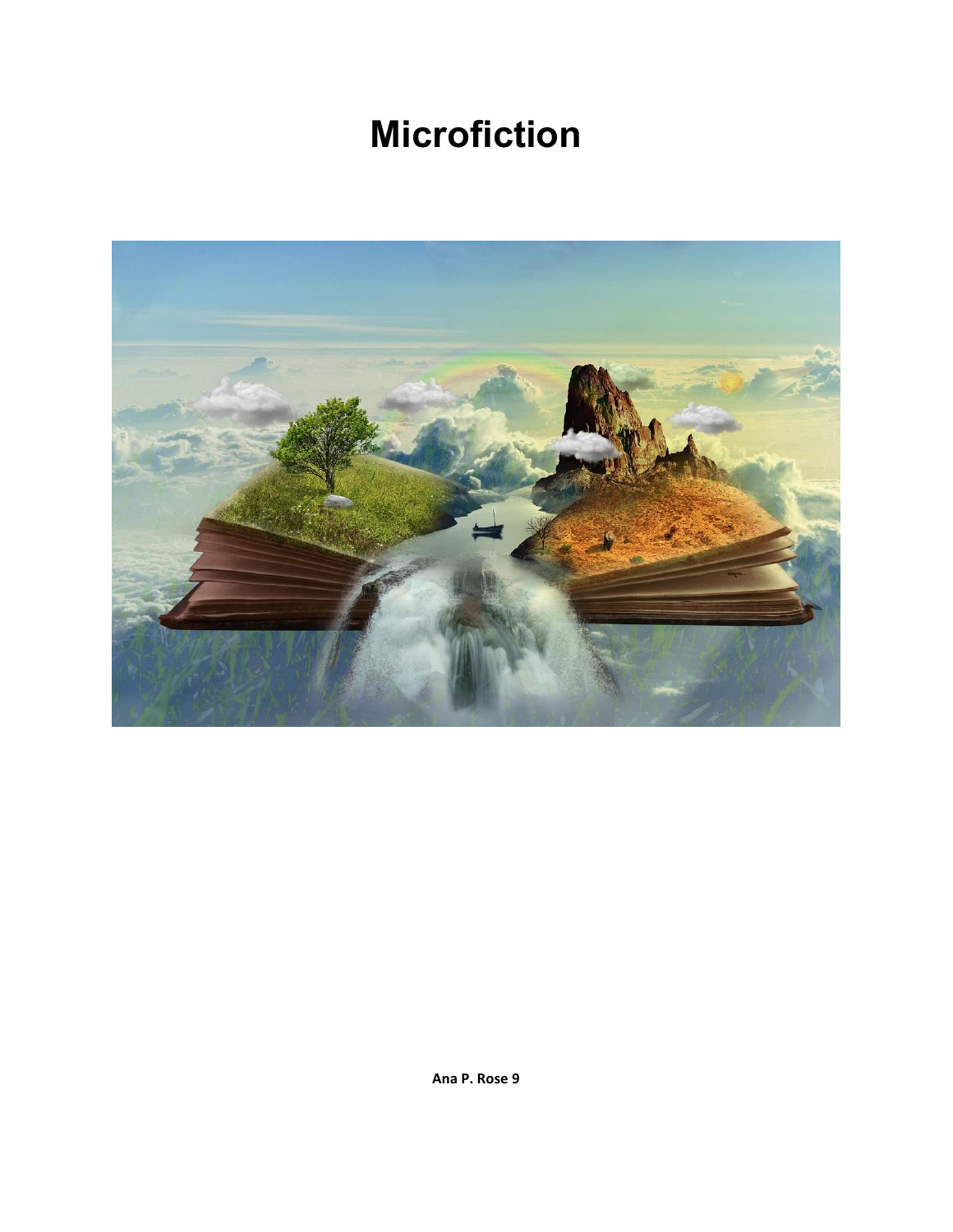# Microfiction

**Ana P. Rose 9**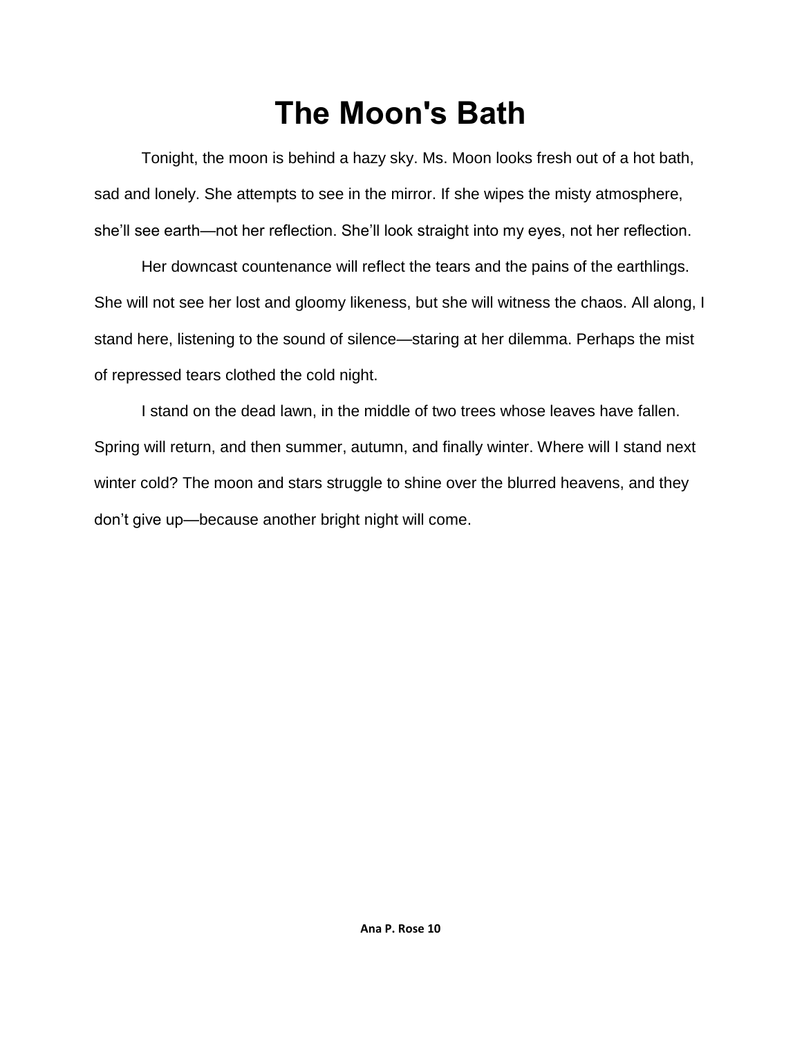# The Moon's Bath

Tonight, the moon is behind a hazy sky. Ms. Moon looks fresh out of a hot bath, sad and lonely. She attempts to see in the mirror. If she wipes the misty atmosphere, she'll see earth—not her reflection. She'll look straight into my eyes, not her reflection.

Her downcast countenance will reflect the tears and the pains of the earthlings. She will not see her lost and gloomy likeness, but she will witness the chaos. All along, I stand here, listening to the sound of silence—staring at her dilemma. Perhaps the mist of repressed tears clothed the cold night.

I stand on the dead lawn, in the middle of two trees whose leaves have fallen. Spring will return, and then summer, autumn, and finally winter. Where will I stand next winter cold? The moon and stars struggle to shine over the blurred heavens, and they don't give up—because another bright night will come.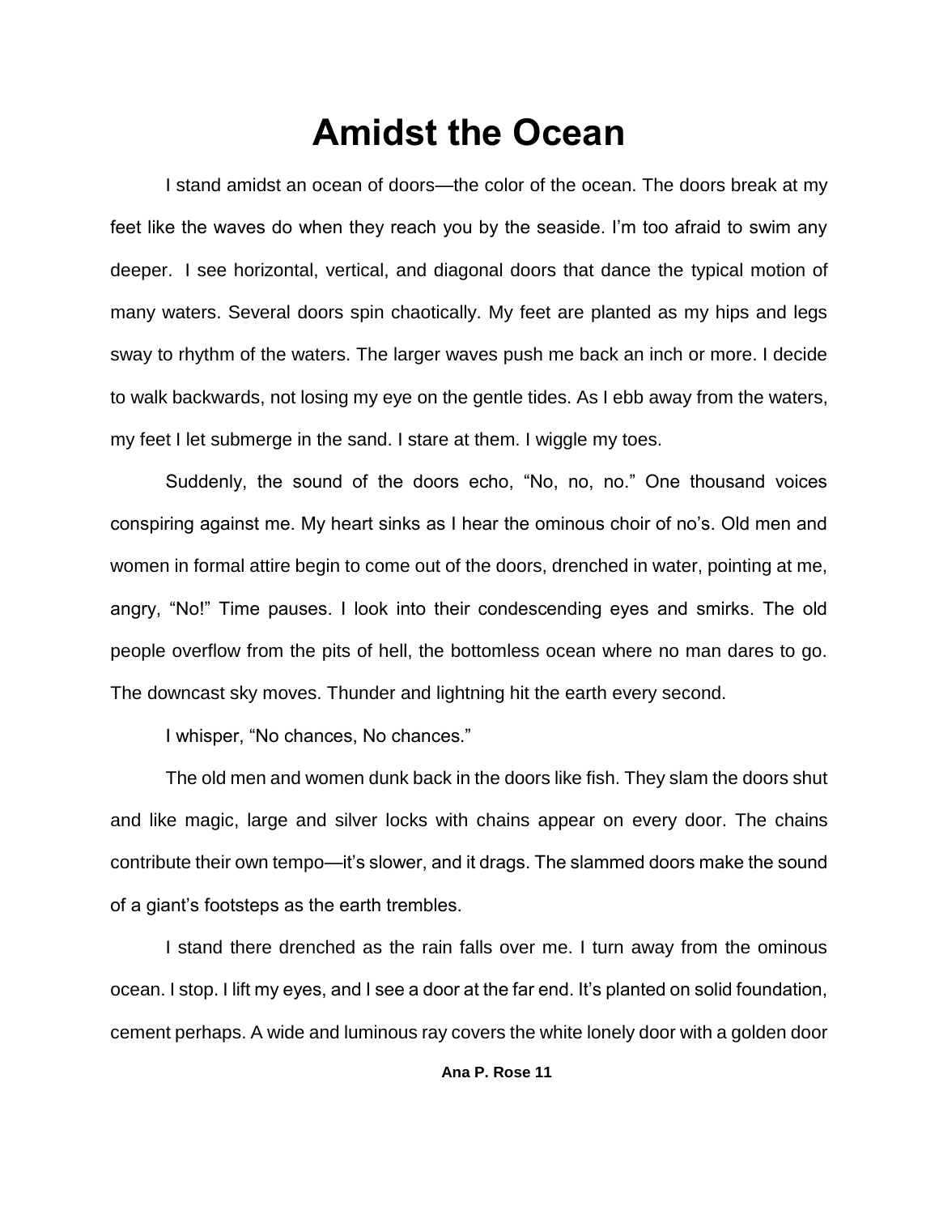# Amidst the Ocean

I stand amidst an ocean of doors—the color of the ocean. The doors break at my feet like the waves do when they reach you by the seaside. I'm too afraid to swim any deeper. I see horizontal, vertical, and diagonal doors that dance the typical motion of many waters. Several doors spin chaotically. My feet are planted as my hips and legs sway to rhythm of the waters. The larger waves push me back an inch or more. I decide to walk backwards, not losing my eye on the gentle tides. As I ebb away from the waters, my feet I let submerge in the sand. I stare at them. I wiggle my toes.

Suddenly, the sound of the doors echo, "No, no, no." One thousand voices conspiring against me. My heart sinks as I hear the ominous choir of no's. Old men and women in formal attire begin to come out of the doors, drenched in water, pointing at me, angry, "No!" Time pauses. I look into their condescending eyes and smirks. The old people overflow from the pits of hell, the bottomless ocean where no man dares to go. The downcast sky moves. Thunder and lightning hit the earth every second.

I whisper, "No chances, No chances."

The old men and women dunk back in the doors like fish. They slam the doors shut and like magic, large and silver locks with chains appear on every door. The chains contribute their own tempo—it's slower, and it drags. The slammed doors make the sound of a giant's footsteps as the earth trembles.

I stand there drenched as the rain falls over me. I turn away from the ominous ocean. I stop. I lift my eyes, and I see a door at the far end. It's planted on solid foundation, cement perhaps. A wide and luminous ray covers the white lonely door with a golden door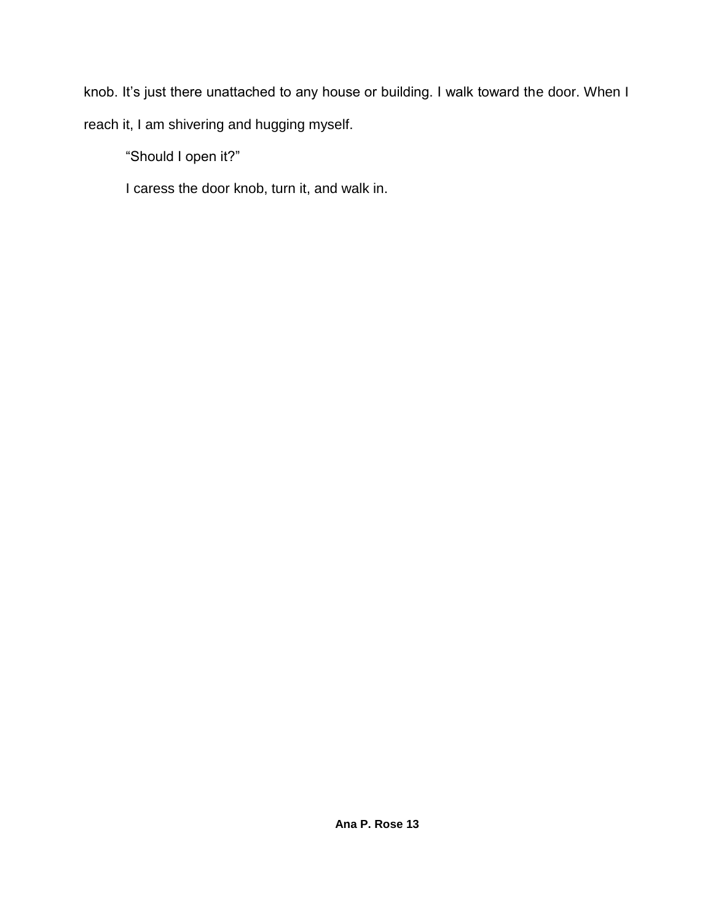knob. It’s just there unattached to any house or building. I walk toward the door. When I reach it, I am shivering and hugging myself.

“Should I open it?”

I caress the door knob, turn it, and walk in.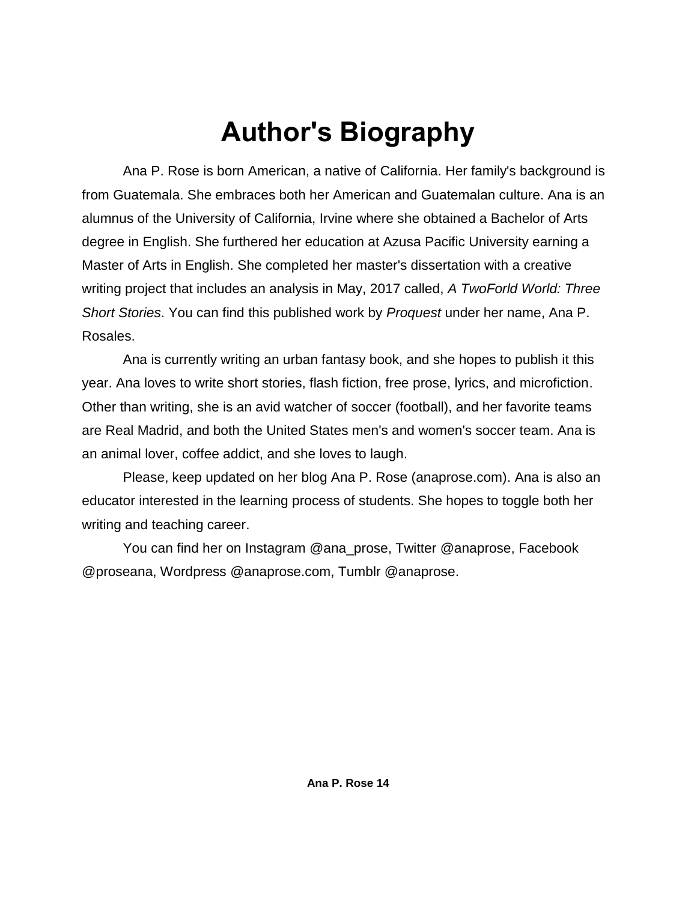# Author's Biography

Ana P. Rose is born American, a native of California. Her family's background is from Guatemala. She embraces both her American and Guatemalan culture. Ana is an alumnus of the University of California, Irvine where she obtained a Bachelor of Arts degree in English. She furthered her education at Azusa Pacific University earning a Master of Arts in English. She completed her master's dissertation with a creative writing project that includes an analysis in May, 2017 called, *A TwoForld World: Three Short Stories*. You can find this published work by *Proquest* under her name, Ana P. Rosales.

Ana is currently writing an urban fantasy book, and she hopes to publish it this year. Ana loves to write short stories, flash fiction, free prose, lyrics, and microfiction. Other than writing, she is an avid watcher of soccer (football), and her favorite teams are Real Madrid, and both the United States men's and women's soccer team. Ana is an animal lover, coffee addict, and she loves to laugh.

Please, keep updated on her blog Ana P. Rose (anaprose.com). Ana is also an educator interested in the learning process of students. She hopes to toggle both her writing and teaching career.

You can find her on Instagram @ana_prose, Twitter @anaprose, Facebook @proseana, Wordpress @anaprose.com, Tumblr @anaprose.